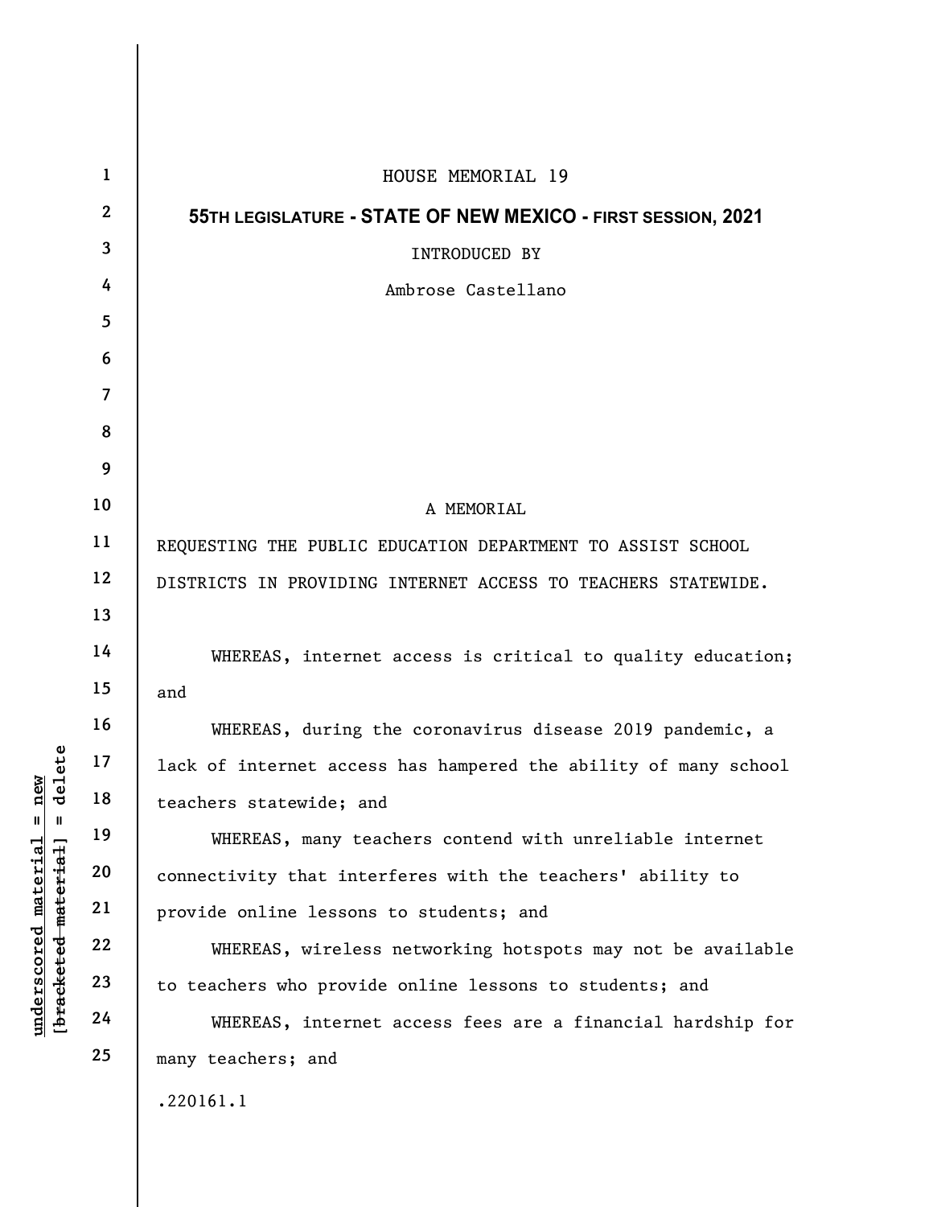HOUSE MEMORIAL 19

**55TH LEGISLATURE - STATE OF NEW MEXICO - FIRST SESSION, 2021**

INTRODUCED BY

Ambrose Castellano

A MEMORIAL

REQUESTING THE PUBLIC EDUCATION DEPARTMENT TO ASSIST SCHOOL DISTRICTS IN PROVIDING INTERNET ACCESS TO TEACHERS STATEWIDE.

WHEREAS, internet access is critical to quality education; and

WHEREAS, during the coronavirus disease 2019 pandemic, a lack of internet access has hampered the ability of many school teachers statewide; and

WHEREAS, many teachers contend with unreliable internet connectivity that interferes with the teachers' ability to provide online lessons to students; and

WHEREAS, wireless networking hotspots may not be available to teachers who provide online lessons to students; and

WHEREAS, internet access fees are a financial hardship for many teachers; and

.220161.1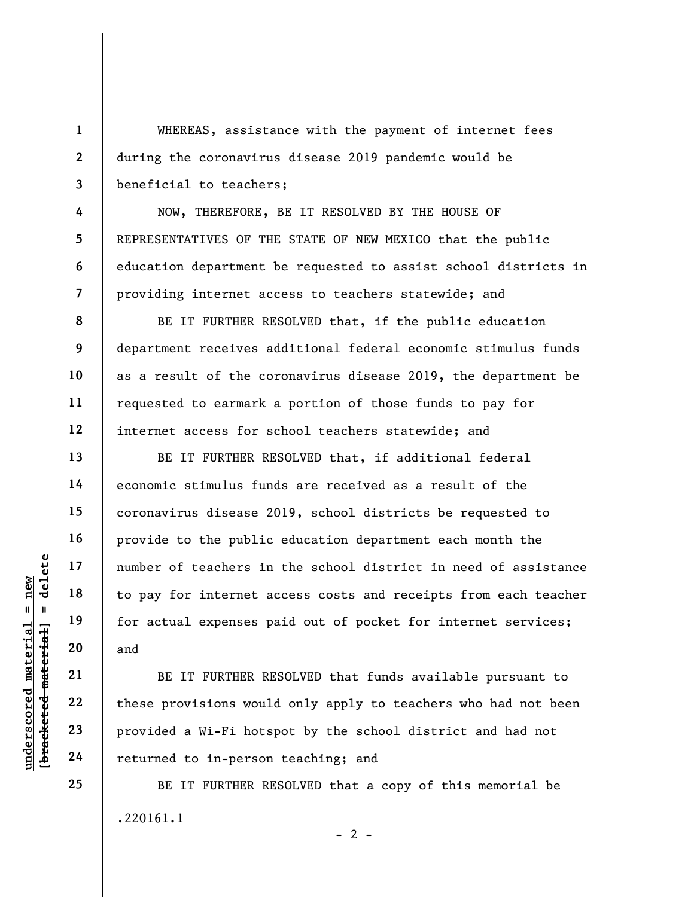WHEREAS, assistance with the payment of internet fees during the coronavirus disease 2019 pandemic would be beneficial to teachers;

NOW, THEREFORE, BE IT RESOLVED BY THE HOUSE OF REPRESENTATIVES OF THE STATE OF NEW MEXICO that the public education department be requested to assist school districts in providing internet access to teachers statewide; and

BE IT FURTHER RESOLVED that, if the public education department receives additional federal economic stimulus funds as a result of the coronavirus disease 2019, the department be requested to earmark a portion of those funds to pay for internet access for school teachers statewide; and

BE IT FURTHER RESOLVED that, if additional federal economic stimulus funds are received as a result of the coronavirus disease 2019, school districts be requested to provide to the public education department each month the number of teachers in the school district in need of assistance to pay for internet access costs and receipts from each teacher for actual expenses paid out of pocket for internet services; and

BE IT FURTHER RESOLVED that funds available pursuant to these provisions would only apply to teachers who had not been provided a Wi-Fi hotspot by the school district and had not returned to in-person teaching; and

BE IT FURTHER RESOLVED that a copy of this memorial be

.220161.1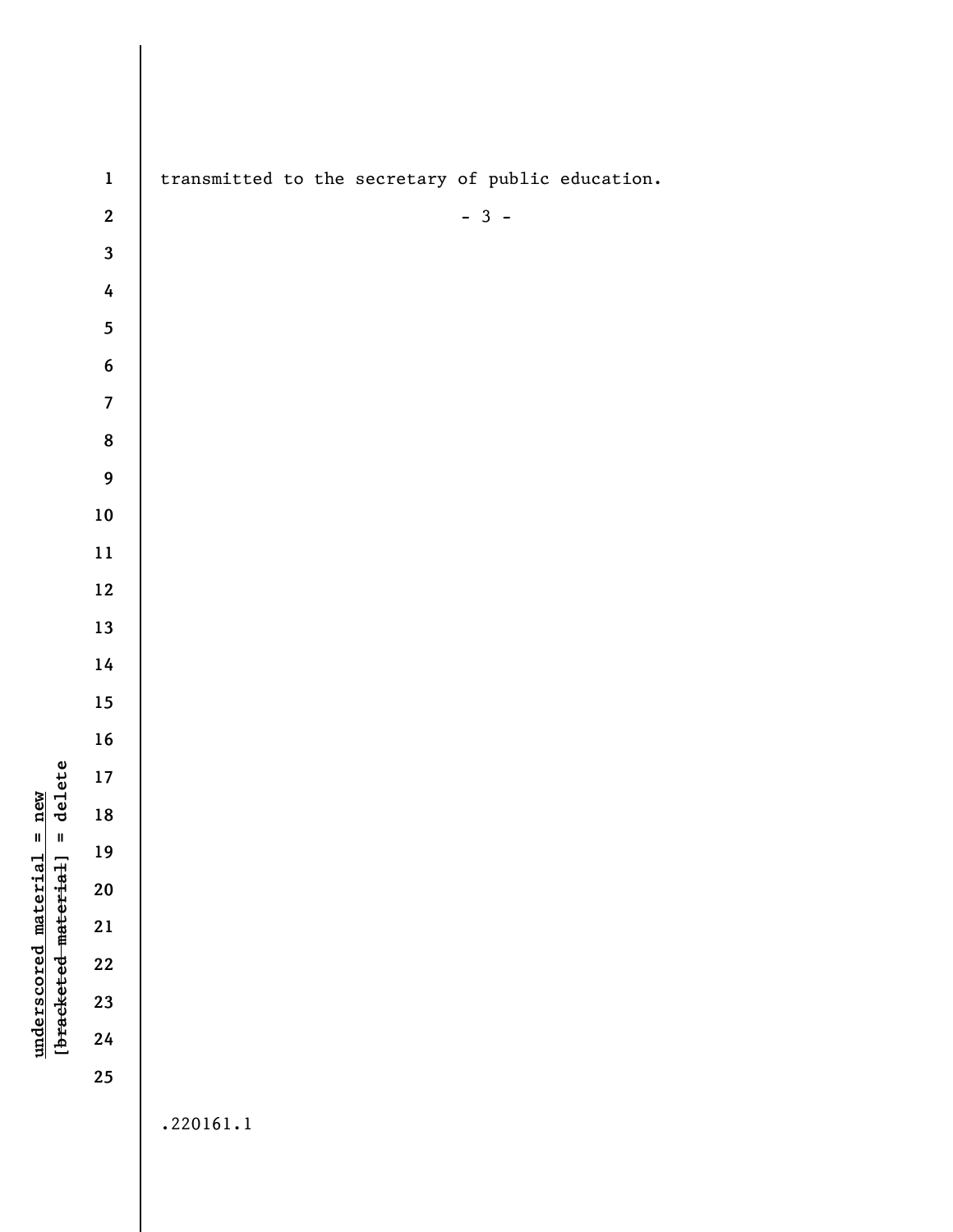transmitted to the secretary of public education.